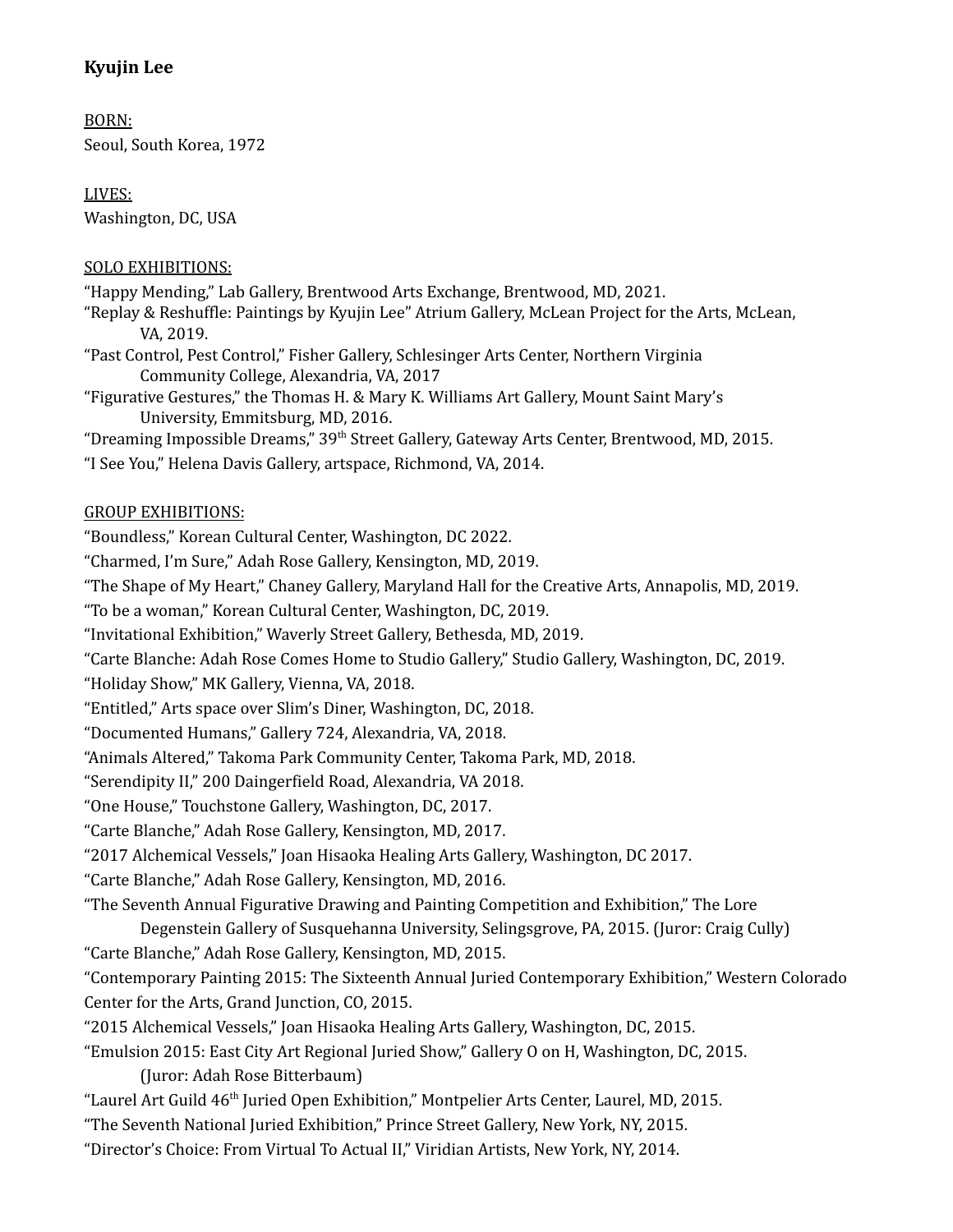**Kyujin Lee**

BORN:
Seoul, South Korea, 1972

LIVES:
Washington, DC, USA

SOLO EXHIBITIONS:

"Happy Mending," Lab Gallery, Brentwood Arts Exchange, Brentwood, MD, 2021.
"Replay & Reshuffle: Paintings by Kyujin Lee" Atrium Gallery, McLean Project for the Arts, McLean, VA, 2019.
"Past Control, Pest Control," Fisher Gallery, Schlesinger Arts Center, Northern Virginia Community College, Alexandria, VA, 2017
"Figurative Gestures," the Thomas H. & Mary K. Williams Art Gallery, Mount Saint Mary's University, Emmitsburg, MD, 2016.
"Dreaming Impossible Dreams," 39th Street Gallery, Gateway Arts Center, Brentwood, MD, 2015.
"I See You," Helena Davis Gallery, artspace, Richmond, VA, 2014.

GROUP EXHIBITIONS:

"Boundless," Korean Cultural Center, Washington, DC 2022.
"Charmed, I'm Sure," Adah Rose Gallery, Kensington, MD, 2019.
"The Shape of My Heart," Chaney Gallery, Maryland Hall for the Creative Arts, Annapolis, MD, 2019.
"To be a woman," Korean Cultural Center, Washington, DC, 2019.
"Invitational Exhibition," Waverly Street Gallery, Bethesda, MD, 2019.
"Carte Blanche: Adah Rose Comes Home to Studio Gallery," Studio Gallery, Washington, DC, 2019.
"Holiday Show," MK Gallery, Vienna, VA, 2018.
"Entitled," Arts space over Slim's Diner, Washington, DC, 2018.
"Documented Humans," Gallery 724, Alexandria, VA, 2018.
"Animals Altered," Takoma Park Community Center, Takoma Park, MD, 2018.
"Serendipity II," 200 Daingerfield Road, Alexandria, VA 2018.
"One House," Touchstone Gallery, Washington, DC, 2017.
"Carte Blanche," Adah Rose Gallery, Kensington, MD, 2017.
"2017 Alchemical Vessels," Joan Hisaoka Healing Arts Gallery, Washington, DC 2017.
"Carte Blanche," Adah Rose Gallery, Kensington, MD, 2016.
"The Seventh Annual Figurative Drawing and Painting Competition and Exhibition," The Lore Degenstein Gallery of Susquehanna University, Selingsgrove, PA, 2015. (Juror: Craig Cully)
"Carte Blanche," Adah Rose Gallery, Kensington, MD, 2015.
"Contemporary Painting 2015: The Sixteenth Annual Juried Contemporary Exhibition," Western Colorado Center for the Arts, Grand Junction, CO, 2015.
"2015 Alchemical Vessels," Joan Hisaoka Healing Arts Gallery, Washington, DC, 2015.
"Emulsion 2015: East City Art Regional Juried Show," Gallery O on H, Washington, DC, 2015. (Juror: Adah Rose Bitterbaum)
"Laurel Art Guild 46th Juried Open Exhibition," Montpelier Arts Center, Laurel, MD, 2015.
"The Seventh National Juried Exhibition," Prince Street Gallery, New York, NY, 2015.
"Director's Choice: From Virtual To Actual II," Viridian Artists, New York, NY, 2014.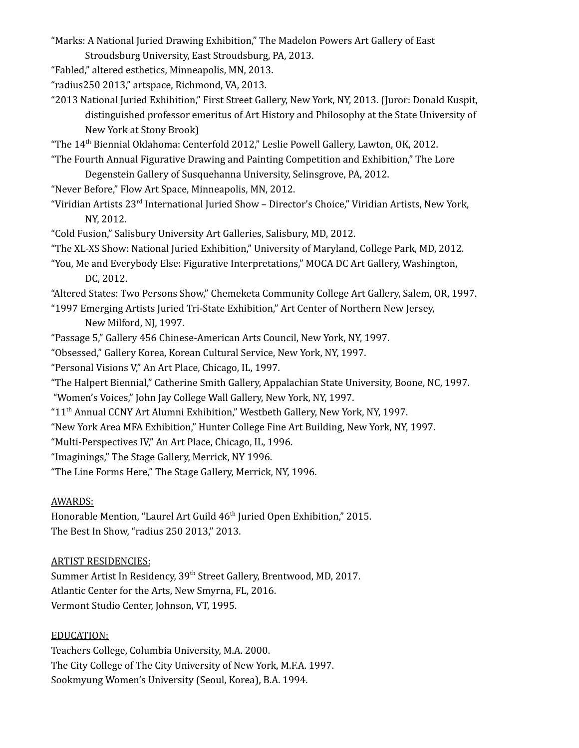"Marks: A National Juried Drawing Exhibition," The Madelon Powers Art Gallery of East Stroudsburg University, East Stroudsburg, PA, 2013.

"Fabled," altered esthetics, Minneapolis, MN, 2013.

"radius250 2013," artspace, Richmond, VA, 2013.

"2013 National Juried Exhibition," First Street Gallery, New York, NY, 2013. (Juror: Donald Kuspit, distinguished professor emeritus of Art History and Philosophy at the State University of New York at Stony Brook)

"The 14th Biennial Oklahoma: Centerfold 2012," Leslie Powell Gallery, Lawton, OK, 2012.

"The Fourth Annual Figurative Drawing and Painting Competition and Exhibition," The Lore Degenstein Gallery of Susquehanna University, Selinsgrove, PA, 2012.

"Never Before," Flow Art Space, Minneapolis, MN, 2012.

"Viridian Artists 23rd International Juried Show – Director's Choice," Viridian Artists, New York, NY, 2012.

"Cold Fusion," Salisbury University Art Galleries, Salisbury, MD, 2012.

"The XL-XS Show: National Juried Exhibition," University of Maryland, College Park, MD, 2012.

"You, Me and Everybody Else: Figurative Interpretations," MOCA DC Art Gallery, Washington, DC, 2012.

"Altered States: Two Persons Show," Chemeketa Community College Art Gallery, Salem, OR, 1997.

"1997 Emerging Artists Juried Tri-State Exhibition," Art Center of Northern New Jersey, New Milford, NJ, 1997.

"Passage 5," Gallery 456 Chinese-American Arts Council, New York, NY, 1997.

"Obsessed," Gallery Korea, Korean Cultural Service, New York, NY, 1997.

"Personal Visions V," An Art Place, Chicago, IL, 1997.

"The Halpert Biennial," Catherine Smith Gallery, Appalachian State University, Boone, NC, 1997.

"Women's Voices," John Jay College Wall Gallery, New York, NY, 1997.

"11th Annual CCNY Art Alumni Exhibition," Westbeth Gallery, New York, NY, 1997.

"New York Area MFA Exhibition," Hunter College Fine Art Building, New York, NY, 1997.

"Multi-Perspectives IV," An Art Place, Chicago, IL, 1996.

"Imaginings," The Stage Gallery, Merrick, NY 1996.

"The Line Forms Here," The Stage Gallery, Merrick, NY, 1996.

AWARDS:

Honorable Mention, "Laurel Art Guild 46th Juried Open Exhibition," 2015.

The Best In Show, "radius 250 2013," 2013.

ARTIST RESIDENCIES:

Summer Artist In Residency, 39th Street Gallery, Brentwood, MD, 2017.

Atlantic Center for the Arts, New Smyrna, FL, 2016.

Vermont Studio Center, Johnson, VT, 1995.

EDUCATION:

Teachers College, Columbia University, M.A. 2000.

The City College of The City University of New York, M.F.A. 1997.

Sookmyung Women's University (Seoul, Korea), B.A. 1994.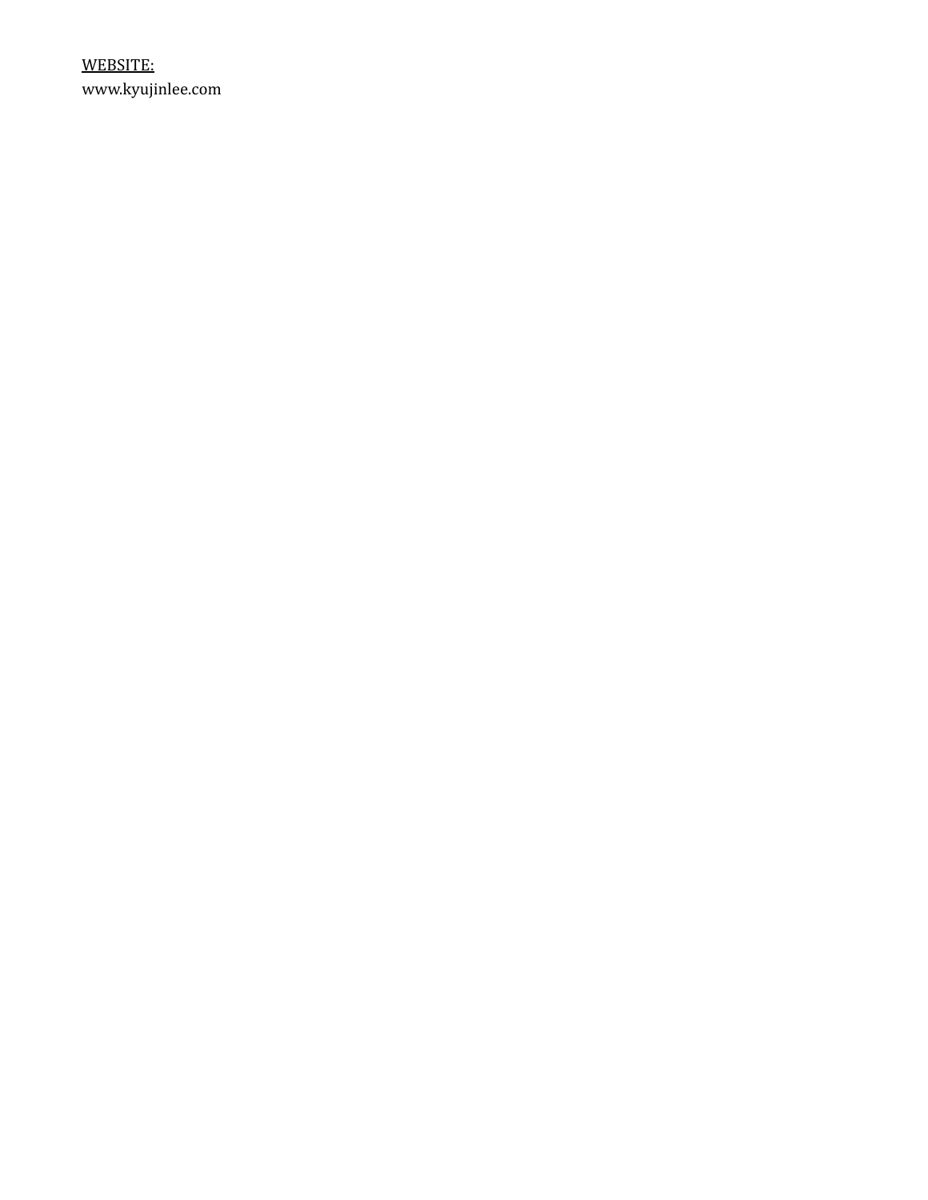<u>WEBSITE:</u>

www.kyujinlee.com